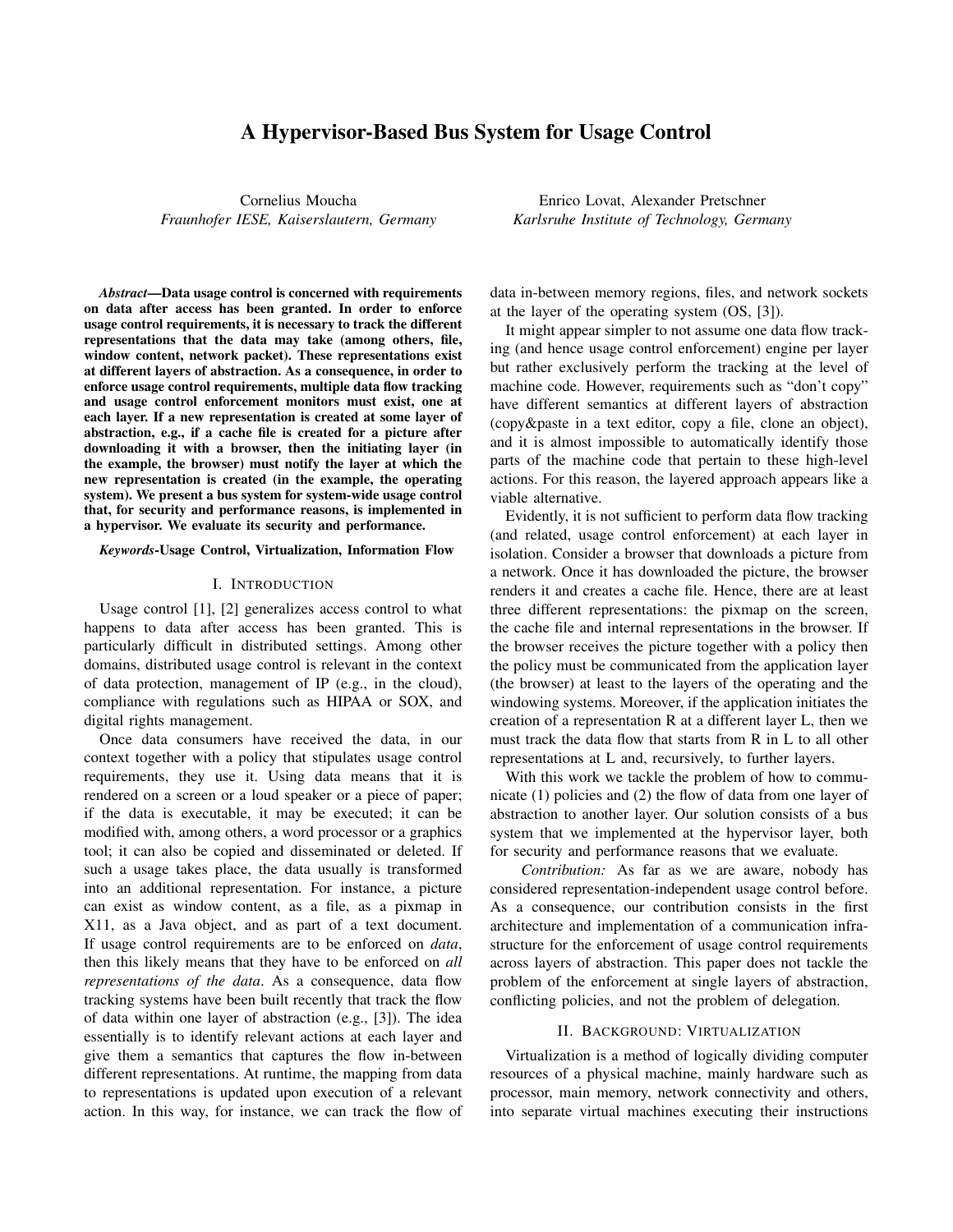# A Hypervisor-Based Bus System for Usage Control

Cornelius Moucha
*Fraunhofer IESE, Kaiserslautern, Germany*

Enrico Lovat, Alexander Pretschner
*Karlsruhe Institute of Technology, Germany*

***Abstract*—Data usage control is concerned with requirements on data after access has been granted. In order to enforce usage control requirements, it is necessary to track the different representations that the data may take (among others, file, window content, network packet). These representations exist at different layers of abstraction. As a consequence, in order to enforce usage control requirements, multiple data flow tracking and usage control enforcement monitors must exist, one at each layer. If a new representation is created at some layer of abstraction, e.g., if a cache file is created for a picture after downloading it with a browser, then the initiating layer (in the example, the browser) must notify the layer at which the new representation is created (in the example, the operating system). We present a bus system for system-wide usage control that, for security and performance reasons, is implemented in a hypervisor. We evaluate its security and performance.**

***Keywords*-Usage Control, Virtualization, Information Flow**

## I. Introduction

Usage control [1], [2] generalizes access control to what happens to data after access has been granted. This is particularly difficult in distributed settings. Among other domains, distributed usage control is relevant in the context of data protection, management of IP (e.g., in the cloud), compliance with regulations such as HIPAA or SOX, and digital rights management.

Once data consumers have received the data, in our context together with a policy that stipulates usage control requirements, they use it. Using data means that it is rendered on a screen or a loud speaker or a piece of paper; if the data is executable, it may be executed; it can be modified with, among others, a word processor or a graphics tool; it can also be copied and disseminated or deleted. If such a usage takes place, the data usually is transformed into an additional representation. For instance, a picture can exist as window content, as a file, as a pixmap in X11, as a Java object, and as part of a text document. If usage control requirements are to be enforced on *data*, then this likely means that they have to be enforced on *all representations of the data*. As a consequence, data flow tracking systems have been built recently that track the flow of data within one layer of abstraction (e.g., [3]). The idea essentially is to identify relevant actions at each layer and give them a semantics that captures the flow in-between different representations. At runtime, the mapping from data to representations is updated upon execution of a relevant action. In this way, for instance, we can track the flow of data in-between memory regions, files, and network sockets at the layer of the operating system (OS, [3]).

It might appear simpler to not assume one data flow tracking (and hence usage control enforcement) engine per layer but rather exclusively perform the tracking at the level of machine code. However, requirements such as "don't copy" have different semantics at different layers of abstraction (copy&paste in a text editor, copy a file, clone an object), and it is almost impossible to automatically identify those parts of the machine code that pertain to these high-level actions. For this reason, the layered approach appears like a viable alternative.

Evidently, it is not sufficient to perform data flow tracking (and related, usage control enforcement) at each layer in isolation. Consider a browser that downloads a picture from a network. Once it has downloaded the picture, the browser renders it and creates a cache file. Hence, there are at least three different representations: the pixmap on the screen, the cache file and internal representations in the browser. If the browser receives the picture together with a policy then the policy must be communicated from the application layer (the browser) at least to the layers of the operating and the windowing systems. Moreover, if the application initiates the creation of a representation R at a different layer L, then we must track the data flow that starts from R in L to all other representations at L and, recursively, to further layers.

With this work we tackle the problem of how to communicate (1) policies and (2) the flow of data from one layer of abstraction to another layer. Our solution consists of a bus system that we implemented at the hypervisor layer, both for security and performance reasons that we evaluate.

*Contribution:* As far as we are aware, nobody has considered representation-independent usage control before. As a consequence, our contribution consists in the first architecture and implementation of a communication infrastructure for the enforcement of usage control requirements across layers of abstraction. This paper does not tackle the problem of the enforcement at single layers of abstraction, conflicting policies, and not the problem of delegation.

## II. Background: Virtualization

Virtualization is a method of logically dividing computer resources of a physical machine, mainly hardware such as processor, main memory, network connectivity and others, into separate virtual machines executing their instructions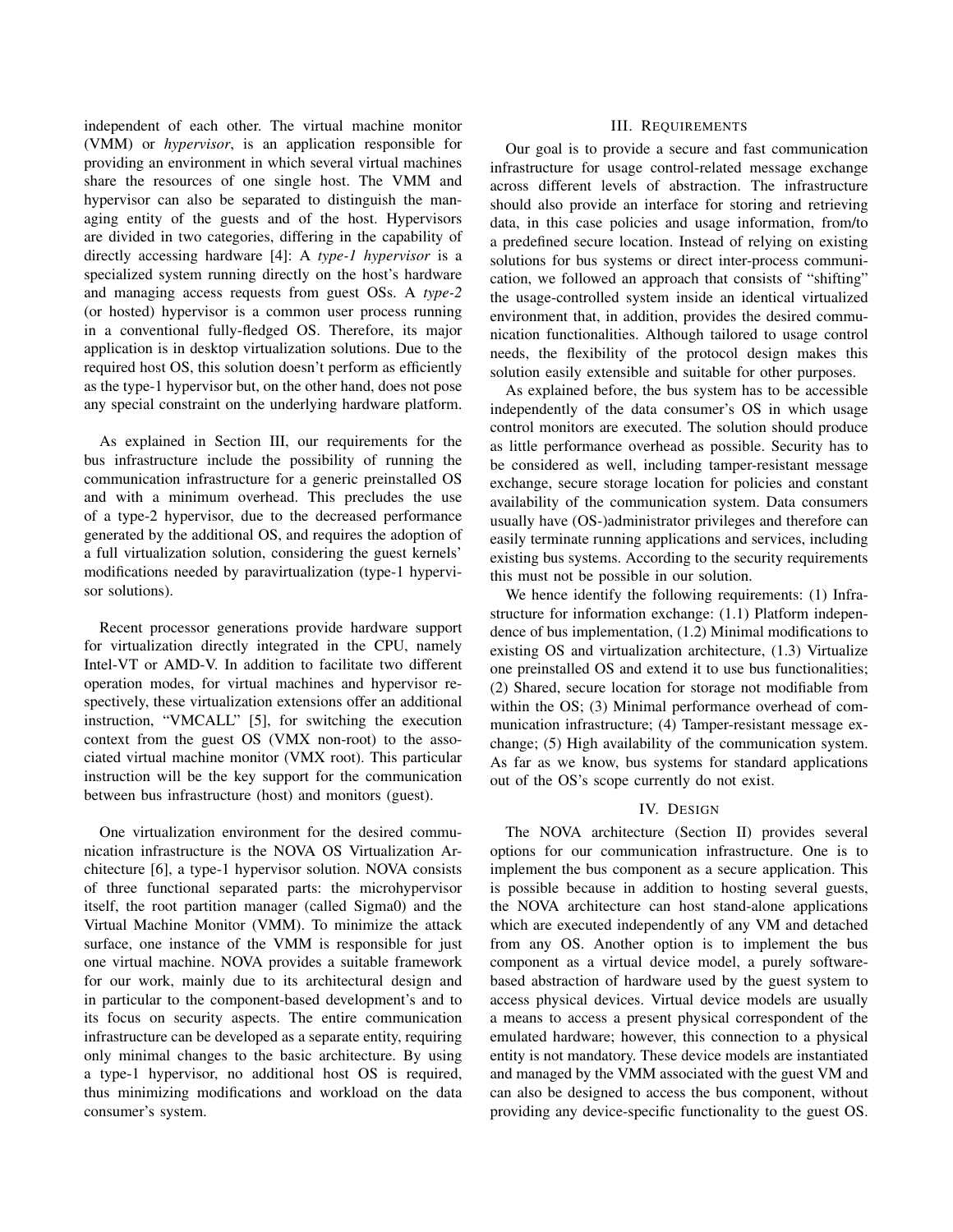independent of each other. The virtual machine monitor (VMM) or *hypervisor*, is an application responsible for providing an environment in which several virtual machines share the resources of one single host. The VMM and hypervisor can also be separated to distinguish the managing entity of the guests and of the host. Hypervisors are divided in two categories, differing in the capability of directly accessing hardware [4]: A *type-1 hypervisor* is a specialized system running directly on the host's hardware and managing access requests from guest OSs. A *type-2* (or hosted) hypervisor is a common user process running in a conventional fully-fledged OS. Therefore, its major application is in desktop virtualization solutions. Due to the required host OS, this solution doesn't perform as efficiently as the type-1 hypervisor but, on the other hand, does not pose any special constraint on the underlying hardware platform.

As explained in Section III, our requirements for the bus infrastructure include the possibility of running the communication infrastructure for a generic preinstalled OS and with a minimum overhead. This precludes the use of a type-2 hypervisor, due to the decreased performance generated by the additional OS, and requires the adoption of a full virtualization solution, considering the guest kernels' modifications needed by paravirtualization (type-1 hypervisor solutions).

Recent processor generations provide hardware support for virtualization directly integrated in the CPU, namely Intel-VT or AMD-V. In addition to facilitate two different operation modes, for virtual machines and hypervisor respectively, these virtualization extensions offer an additional instruction, "VMCALL" [5], for switching the execution context from the guest OS (VMX non-root) to the associated virtual machine monitor (VMX root). This particular instruction will be the key support for the communication between bus infrastructure (host) and monitors (guest).

One virtualization environment for the desired communication infrastructure is the NOVA OS Virtualization Architecture [6], a type-1 hypervisor solution. NOVA consists of three functional separated parts: the microhypervisor itself, the root partition manager (called Sigma0) and the Virtual Machine Monitor (VMM). To minimize the attack surface, one instance of the VMM is responsible for just one virtual machine. NOVA provides a suitable framework for our work, mainly due to its architectural design and in particular to the component-based development's and to its focus on security aspects. The entire communication infrastructure can be developed as a separate entity, requiring only minimal changes to the basic architecture. By using a type-1 hypervisor, no additional host OS is required, thus minimizing modifications and workload on the data consumer's system.

## III. Requirements

Our goal is to provide a secure and fast communication infrastructure for usage control-related message exchange across different levels of abstraction. The infrastructure should also provide an interface for storing and retrieving data, in this case policies and usage information, from/to a predefined secure location. Instead of relying on existing solutions for bus systems or direct inter-process communication, we followed an approach that consists of "shifting" the usage-controlled system inside an identical virtualized environment that, in addition, provides the desired communication functionalities. Although tailored to usage control needs, the flexibility of the protocol design makes this solution easily extensible and suitable for other purposes.

As explained before, the bus system has to be accessible independently of the data consumer's OS in which usage control monitors are executed. The solution should produce as little performance overhead as possible. Security has to be considered as well, including tamper-resistant message exchange, secure storage location for policies and constant availability of the communication system. Data consumers usually have (OS-)administrator privileges and therefore can easily terminate running applications and services, including existing bus systems. According to the security requirements this must not be possible in our solution.

We hence identify the following requirements: (1) Infrastructure for information exchange: (1.1) Platform independence of bus implementation, (1.2) Minimal modifications to existing OS and virtualization architecture, (1.3) Virtualize one preinstalled OS and extend it to use bus functionalities; (2) Shared, secure location for storage not modifiable from within the OS; (3) Minimal performance overhead of communication infrastructure; (4) Tamper-resistant message exchange; (5) High availability of the communication system. As far as we know, bus systems for standard applications out of the OS's scope currently do not exist.

## IV. Design

The NOVA architecture (Section II) provides several options for our communication infrastructure. One is to implement the bus component as a secure application. This is possible because in addition to hosting several guests, the NOVA architecture can host stand-alone applications which are executed independently of any VM and detached from any OS. Another option is to implement the bus component as a virtual device model, a purely software-based abstraction of hardware used by the guest system to access physical devices. Virtual device models are usually a means to access a present physical correspondent of the emulated hardware; however, this connection to a physical entity is not mandatory. These device models are instantiated and managed by the VMM associated with the guest VM and can also be designed to access the bus component, without providing any device-specific functionality to the guest OS.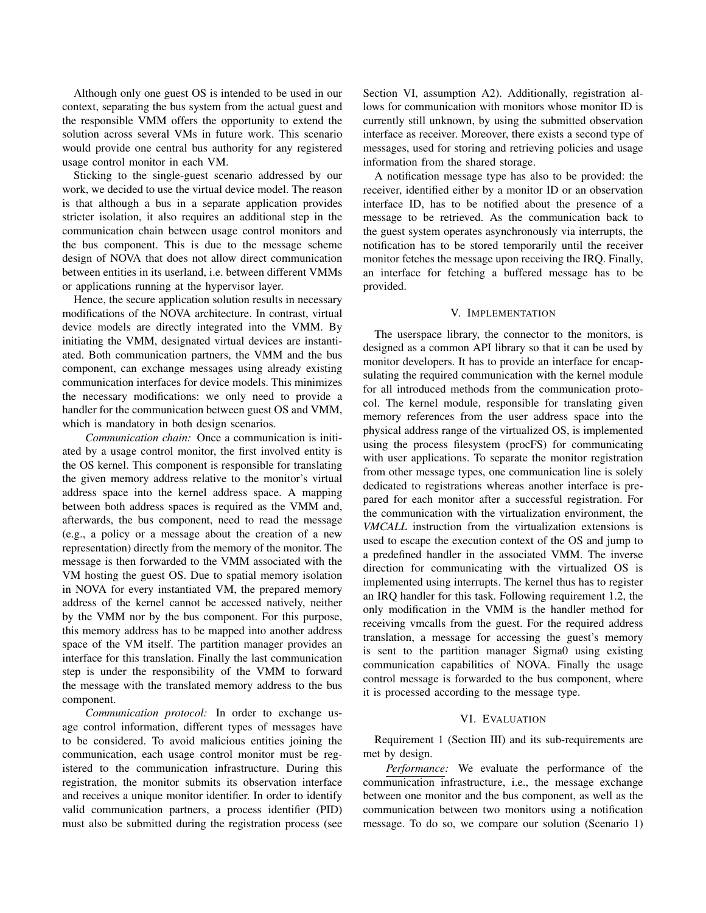Although only one guest OS is intended to be used in our context, separating the bus system from the actual guest and the responsible VMM offers the opportunity to extend the solution across several VMs in future work. This scenario would provide one central bus authority for any registered usage control monitor in each VM.

Sticking to the single-guest scenario addressed by our work, we decided to use the virtual device model. The reason is that although a bus in a separate application provides stricter isolation, it also requires an additional step in the communication chain between usage control monitors and the bus component. This is due to the message scheme design of NOVA that does not allow direct communication between entities in its userland, i.e. between different VMMs or applications running at the hypervisor layer.

Hence, the secure application solution results in necessary modifications of the NOVA architecture. In contrast, virtual device models are directly integrated into the VMM. By initiating the VMM, designated virtual devices are instantiated. Both communication partners, the VMM and the bus component, can exchange messages using already existing communication interfaces for device models. This minimizes the necessary modifications: we only need to provide a handler for the communication between guest OS and VMM, which is mandatory in both design scenarios.

*Communication chain:* Once a communication is initiated by a usage control monitor, the first involved entity is the OS kernel. This component is responsible for translating the given memory address relative to the monitor's virtual address space into the kernel address space. A mapping between both address spaces is required as the VMM and, afterwards, the bus component, need to read the message (e.g., a policy or a message about the creation of a new representation) directly from the memory of the monitor. The message is then forwarded to the VMM associated with the VM hosting the guest OS. Due to spatial memory isolation in NOVA for every instantiated VM, the prepared memory address of the kernel cannot be accessed natively, neither by the VMM nor by the bus component. For this purpose, this memory address has to be mapped into another address space of the VM itself. The partition manager provides an interface for this translation. Finally the last communication step is under the responsibility of the VMM to forward the message with the translated memory address to the bus component.

*Communication protocol:* In order to exchange usage control information, different types of messages have to be considered. To avoid malicious entities joining the communication, each usage control monitor must be registered to the communication infrastructure. During this registration, the monitor submits its observation interface and receives a unique monitor identifier. In order to identify valid communication partners, a process identifier (PID) must also be submitted during the registration process (see Section VI, assumption A2). Additionally, registration allows for communication with monitors whose monitor ID is currently still unknown, by using the submitted observation interface as receiver. Moreover, there exists a second type of messages, used for storing and retrieving policies and usage information from the shared storage.

A notification message type has also to be provided: the receiver, identified either by a monitor ID or an observation interface ID, has to be notified about the presence of a message to be retrieved. As the communication back to the guest system operates asynchronously via interrupts, the notification has to be stored temporarily until the receiver monitor fetches the message upon receiving the IRQ. Finally, an interface for fetching a buffered message has to be provided.

## V. Implementation

The userspace library, the connector to the monitors, is designed as a common API library so that it can be used by monitor developers. It has to provide an interface for encapsulating the required communication with the kernel module for all introduced methods from the communication protocol. The kernel module, responsible for translating given memory references from the user address space into the physical address range of the virtualized OS, is implemented using the process filesystem (procFS) for communicating with user applications. To separate the monitor registration from other message types, one communication line is solely dedicated to registrations whereas another interface is prepared for each monitor after a successful registration. For the communication with the virtualization environment, the *VMCALL* instruction from the virtualization extensions is used to escape the execution context of the OS and jump to a predefined handler in the associated VMM. The inverse direction for communicating with the virtualized OS is implemented using interrupts. The kernel thus has to register an IRQ handler for this task. Following requirement 1.2, the only modification in the VMM is the handler method for receiving vmcalls from the guest. For the required address translation, a message for accessing the guest's memory is sent to the partition manager Sigma0 using existing communication capabilities of NOVA. Finally the usage control message is forwarded to the bus component, where it is processed according to the message type.

## VI. Evaluation

Requirement 1 (Section III) and its sub-requirements are met by design.

*Performance:* We evaluate the performance of the communication infrastructure, i.e., the message exchange between one monitor and the bus component, as well as the communication between two monitors using a notification message. To do so, we compare our solution (Scenario 1)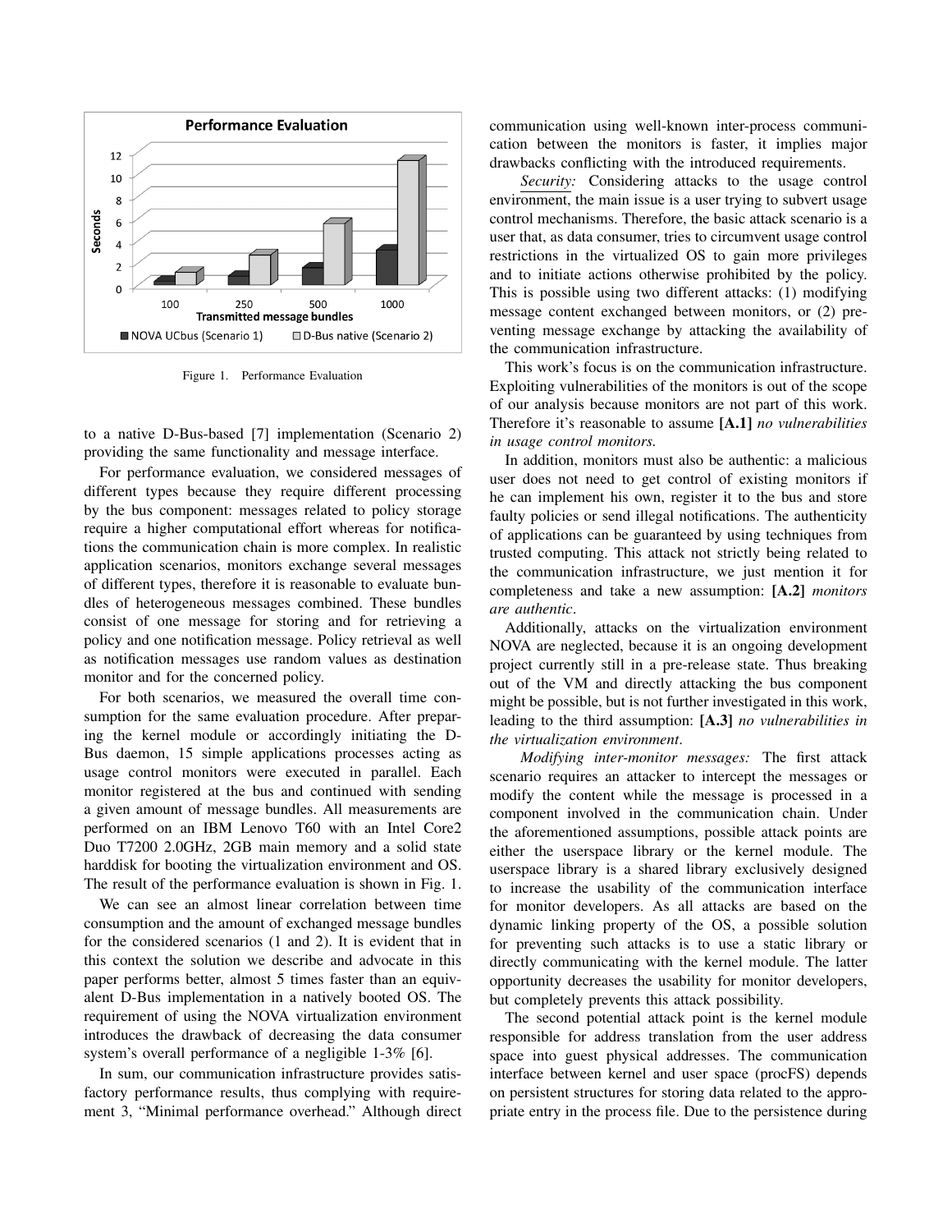Figure 1. Performance Evaluation

to a native D-Bus-based [7] implementation (Scenario 2) providing the same functionality and message interface.

For performance evaluation, we considered messages of different types because they require different processing by the bus component: messages related to policy storage require a higher computational effort whereas for notifications the communication chain is more complex. In realistic application scenarios, monitors exchange several messages of different types, therefore it is reasonable to evaluate bundles of heterogeneous messages combined. These bundles consist of one message for storing and for retrieving a policy and one notification message. Policy retrieval as well as notification messages use random values as destination monitor and for the concerned policy.

For both scenarios, we measured the overall time consumption for the same evaluation procedure. After preparing the kernel module or accordingly initiating the D-Bus daemon, 15 simple applications processes acting as usage control monitors were executed in parallel. Each monitor registered at the bus and continued with sending a given amount of message bundles. All measurements are performed on an IBM Lenovo T60 with an Intel Core2 Duo T7200 2.0GHz, 2GB main memory and a solid state harddisk for booting the virtualization environment and OS. The result of the performance evaluation is shown in Fig. 1.

We can see an almost linear correlation between time consumption and the amount of exchanged message bundles for the considered scenarios (1 and 2). It is evident that in this context the solution we describe and advocate in this paper performs better, almost 5 times faster than an equivalent D-Bus implementation in a natively booted OS. The requirement of using the NOVA virtualization environment introduces the drawback of decreasing the data consumer system's overall performance of a negligible 1-3% [6].

In sum, our communication infrastructure provides satisfactory performance results, thus complying with requirement 3, "Minimal performance overhead." Although direct communication using well-known inter-process communication between the monitors is faster, it implies major drawbacks conflicting with the introduced requirements.

*Security:* Considering attacks to the usage control environment, the main issue is a user trying to subvert usage control mechanisms. Therefore, the basic attack scenario is a user that, as data consumer, tries to circumvent usage control restrictions in the virtualized OS to gain more privileges and to initiate actions otherwise prohibited by the policy. This is possible using two different attacks: (1) modifying message content exchanged between monitors, or (2) preventing message exchange by attacking the availability of the communication infrastructure.

This work's focus is on the communication infrastructure. Exploiting vulnerabilities of the monitors is out of the scope of our analysis because monitors are not part of this work. Therefore it's reasonable to assume **[A.1]** *no vulnerabilities in usage control monitors.*

In addition, monitors must also be authentic: a malicious user does not need to get control of existing monitors if he can implement his own, register it to the bus and store faulty policies or send illegal notifications. The authenticity of applications can be guaranteed by using techniques from trusted computing. This attack not strictly being related to the communication infrastructure, we just mention it for completeness and take a new assumption: **[A.2]** *monitors are authentic*.

Additionally, attacks on the virtualization environment NOVA are neglected, because it is an ongoing development project currently still in a pre-release state. Thus breaking out of the VM and directly attacking the bus component might be possible, but is not further investigated in this work, leading to the third assumption: **[A.3]** *no vulnerabilities in the virtualization environment*.

*Modifying inter-monitor messages:* The first attack scenario requires an attacker to intercept the messages or modify the content while the message is processed in a component involved in the communication chain. Under the aforementioned assumptions, possible attack points are either the userspace library or the kernel module. The userspace library is a shared library exclusively designed to increase the usability of the communication interface for monitor developers. As all attacks are based on the dynamic linking property of the OS, a possible solution for preventing such attacks is to use a static library or directly communicating with the kernel module. The latter opportunity decreases the usability for monitor developers, but completely prevents this attack possibility.

The second potential attack point is the kernel module responsible for address translation from the user address space into guest physical addresses. The communication interface between kernel and user space (procFS) depends on persistent structures for storing data related to the appropriate entry in the process file. Due to the persistence during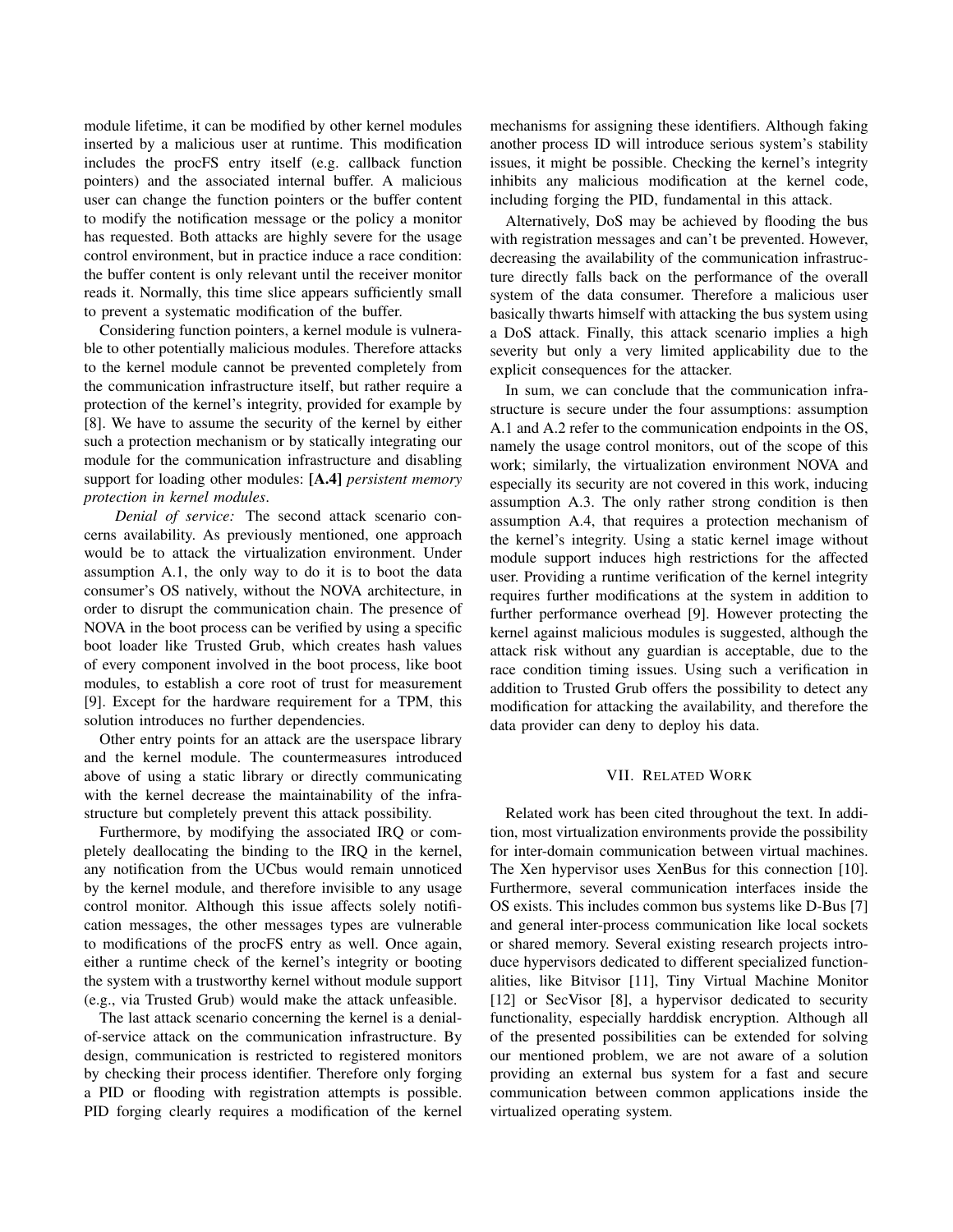module lifetime, it can be modified by other kernel modules inserted by a malicious user at runtime. This modification includes the procFS entry itself (e.g. callback function pointers) and the associated internal buffer. A malicious user can change the function pointers or the buffer content to modify the notification message or the policy a monitor has requested. Both attacks are highly severe for the usage control environment, but in practice induce a race condition: the buffer content is only relevant until the receiver monitor reads it. Normally, this time slice appears sufficiently small to prevent a systematic modification of the buffer.

Considering function pointers, a kernel module is vulnerable to other potentially malicious modules. Therefore attacks to the kernel module cannot be prevented completely from the communication infrastructure itself, but rather require a protection of the kernel's integrity, provided for example by [8]. We have to assume the security of the kernel by either such a protection mechanism or by statically integrating our module for the communication infrastructure and disabling support for loading other modules: **[A.4]** *persistent memory protection in kernel modules*.

*Denial of service:* The second attack scenario concerns availability. As previously mentioned, one approach would be to attack the virtualization environment. Under assumption A.1, the only way to do it is to boot the data consumer's OS natively, without the NOVA architecture, in order to disrupt the communication chain. The presence of NOVA in the boot process can be verified by using a specific boot loader like Trusted Grub, which creates hash values of every component involved in the boot process, like boot modules, to establish a core root of trust for measurement [9]. Except for the hardware requirement for a TPM, this solution introduces no further dependencies.

Other entry points for an attack are the userspace library and the kernel module. The countermeasures introduced above of using a static library or directly communicating with the kernel decrease the maintainability of the infrastructure but completely prevent this attack possibility.

Furthermore, by modifying the associated IRQ or completely deallocating the binding to the IRQ in the kernel, any notification from the UCbus would remain unnoticed by the kernel module, and therefore invisible to any usage control monitor. Although this issue affects solely notification messages, the other messages types are vulnerable to modifications of the procFS entry as well. Once again, either a runtime check of the kernel's integrity or booting the system with a trustworthy kernel without module support (e.g., via Trusted Grub) would make the attack unfeasible.

The last attack scenario concerning the kernel is a denial-of-service attack on the communication infrastructure. By design, communication is restricted to registered monitors by checking their process identifier. Therefore only forging a PID or flooding with registration attempts is possible. PID forging clearly requires a modification of the kernel mechanisms for assigning these identifiers. Although faking another process ID will introduce serious system's stability issues, it might be possible. Checking the kernel's integrity inhibits any malicious modification at the kernel code, including forging the PID, fundamental in this attack.

Alternatively, DoS may be achieved by flooding the bus with registration messages and can't be prevented. However, decreasing the availability of the communication infrastructure directly falls back on the performance of the overall system of the data consumer. Therefore a malicious user basically thwarts himself with attacking the bus system using a DoS attack. Finally, this attack scenario implies a high severity but only a very limited applicability due to the explicit consequences for the attacker.

In sum, we can conclude that the communication infrastructure is secure under the four assumptions: assumption A.1 and A.2 refer to the communication endpoints in the OS, namely the usage control monitors, out of the scope of this work; similarly, the virtualization environment NOVA and especially its security are not covered in this work, inducing assumption A.3. The only rather strong condition is then assumption A.4, that requires a protection mechanism of the kernel's integrity. Using a static kernel image without module support induces high restrictions for the affected user. Providing a runtime verification of the kernel integrity requires further modifications at the system in addition to further performance overhead [9]. However protecting the kernel against malicious modules is suggested, although the attack risk without any guardian is acceptable, due to the race condition timing issues. Using such a verification in addition to Trusted Grub offers the possibility to detect any modification for attacking the availability, and therefore the data provider can deny to deploy his data.

## VII. Related Work

Related work has been cited throughout the text. In addition, most virtualization environments provide the possibility for inter-domain communication between virtual machines. The Xen hypervisor uses XenBus for this connection [10]. Furthermore, several communication interfaces inside the OS exists. This includes common bus systems like D-Bus [7] and general inter-process communication like local sockets or shared memory. Several existing research projects introduce hypervisors dedicated to different specialized functionalities, like Bitvisor [11], Tiny Virtual Machine Monitor [12] or SecVisor [8], a hypervisor dedicated to security functionality, especially harddisk encryption. Although all of the presented possibilities can be extended for solving our mentioned problem, we are not aware of a solution providing an external bus system for a fast and secure communication between common applications inside the virtualized operating system.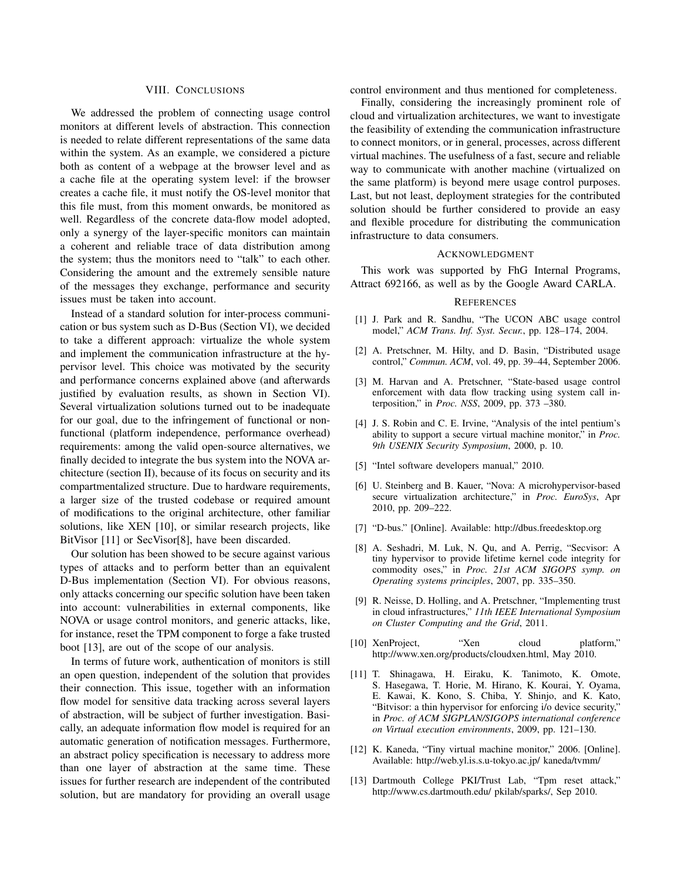## VIII. Conclusions

We addressed the problem of connecting usage control monitors at different levels of abstraction. This connection is needed to relate different representations of the same data within the system. As an example, we considered a picture both as content of a webpage at the browser level and as a cache file at the operating system level: if the browser creates a cache file, it must notify the OS-level monitor that this file must, from this moment onwards, be monitored as well. Regardless of the concrete data-flow model adopted, only a synergy of the layer-specific monitors can maintain a coherent and reliable trace of data distribution among the system; thus the monitors need to "talk" to each other. Considering the amount and the extremely sensible nature of the messages they exchange, performance and security issues must be taken into account.

Instead of a standard solution for inter-process communication or bus system such as D-Bus (Section VI), we decided to take a different approach: virtualize the whole system and implement the communication infrastructure at the hypervisor level. This choice was motivated by the security and performance concerns explained above (and afterwards justified by evaluation results, as shown in Section VI). Several virtualization solutions turned out to be inadequate for our goal, due to the infringement of functional or non-functional (platform independence, performance overhead) requirements: among the valid open-source alternatives, we finally decided to integrate the bus system into the NOVA architecture (section II), because of its focus on security and its compartmentalized structure. Due to hardware requirements, a larger size of the trusted codebase or required amount of modifications to the original architecture, other familiar solutions, like XEN [10], or similar research projects, like BitVisor [11] or SecVisor[8], have been discarded.

Our solution has been showed to be secure against various types of attacks and to perform better than an equivalent D-Bus implementation (Section VI). For obvious reasons, only attacks concerning our specific solution have been taken into account: vulnerabilities in external components, like NOVA or usage control monitors, and generic attacks, like, for instance, reset the TPM component to forge a fake trusted boot [13], are out of the scope of our analysis.

In terms of future work, authentication of monitors is still an open question, independent of the solution that provides their connection. This issue, together with an information flow model for sensitive data tracking across several layers of abstraction, will be subject of further investigation. Basically, an adequate information flow model is required for an automatic generation of notification messages. Furthermore, an abstract policy specification is necessary to address more than one layer of abstraction at the same time. These issues for further research are independent of the contributed solution, but are mandatory for providing an overall usage control environment and thus mentioned for completeness.

Finally, considering the increasingly prominent role of cloud and virtualization architectures, we want to investigate the feasibility of extending the communication infrastructure to connect monitors, or in general, processes, across different virtual machines. The usefulness of a fast, secure and reliable way to communicate with another machine (virtualized on the same platform) is beyond mere usage control purposes. Last, but not least, deployment strategies for the contributed solution should be further considered to provide an easy and flexible procedure for distributing the communication infrastructure to data consumers.

## Acknowledgment

This work was supported by FhG Internal Programs, Attract 692166, as well as by the Google Award CARLA.

## References

[1] J. Park and R. Sandhu, "The UCON ABC usage control model," *ACM Trans. Inf. Syst. Secur.*, pp. 128–174, 2004.

[2] A. Pretschner, M. Hilty, and D. Basin, "Distributed usage control," *Commun. ACM*, vol. 49, pp. 39–44, September 2006.

[3] M. Harvan and A. Pretschner, "State-based usage control enforcement with data flow tracking using system call interposition," in *Proc. NSS*, 2009, pp. 373 –380.

[4] J. S. Robin and C. E. Irvine, "Analysis of the intel pentium's ability to support a secure virtual machine monitor," in *Proc. 9th USENIX Security Symposium*, 2000, p. 10.

[5] "Intel software developers manual," 2010.

[6] U. Steinberg and B. Kauer, "Nova: A microhypervisor-based secure virtualization architecture," in *Proc. EuroSys*, Apr 2010, pp. 209–222.

[7] "D-bus." [Online]. Available: http://dbus.freedesktop.org

[8] A. Seshadri, M. Luk, N. Qu, and A. Perrig, "Secvisor: A tiny hypervisor to provide lifetime kernel code integrity for commodity oses," in *Proc. 21st ACM SIGOPS symp. on Operating systems principles*, 2007, pp. 335–350.

[9] R. Neisse, D. Holling, and A. Pretschner, "Implementing trust in cloud infrastructures," *11th IEEE International Symposium on Cluster Computing and the Grid*, 2011.

[10] XenProject, "Xen cloud platform," http://www.xen.org/products/cloudxen.html, May 2010.

[11] T. Shinagawa, H. Eiraku, K. Tanimoto, K. Omote, S. Hasegawa, T. Horie, M. Hirano, K. Kourai, Y. Oyama, E. Kawai, K. Kono, S. Chiba, Y. Shinjo, and K. Kato, "Bitvisor: a thin hypervisor for enforcing i/o device security," in *Proc. of ACM SIGPLAN/SIGOPS international conference on Virtual execution environments*, 2009, pp. 121–130.

[12] K. Kaneda, "Tiny virtual machine monitor," 2006. [Online]. Available: http://web.yl.is.s.u-tokyo.ac.jp/ kaneda/tvmm/

[13] Dartmouth College PKI/Trust Lab, "Tpm reset attack," http://www.cs.dartmouth.edu/ pkilab/sparks/, Sep 2010.